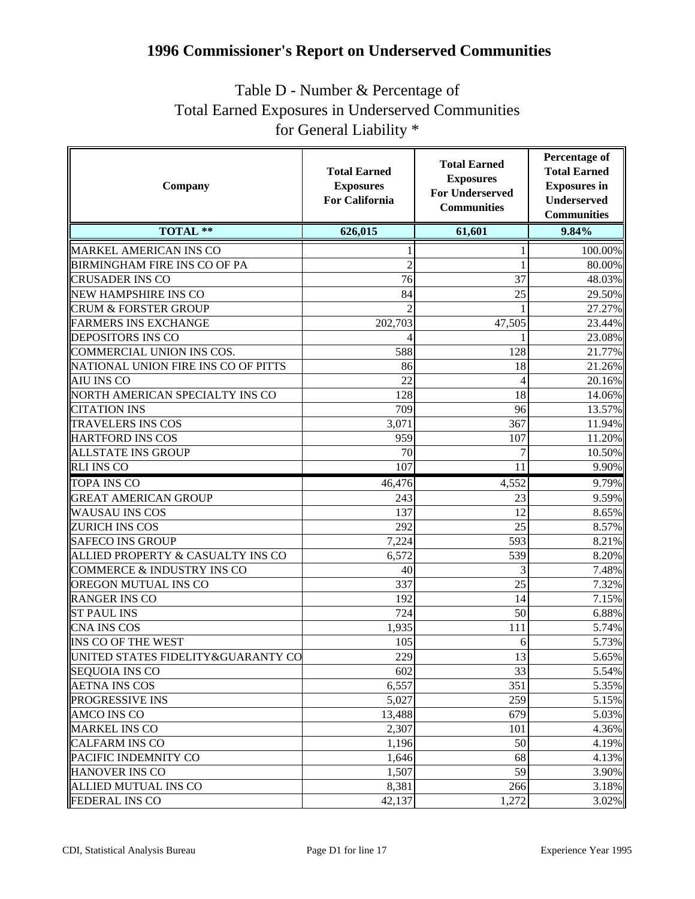# 1996 Commissioner's Report on Underserved Communities

## Table D - Number & Percentage of Total Earned Exposures in Underserved Communities for General Liability *

| Company | Total Earned Exposures For California | Total Earned Exposures For Underserved Communities | Percentage of Total Earned Exposures in Underserved Communities |
|---|---|---|---|
| **TOTAL **** | **626,015** | **61,601** | **9.84%** |
| MARKEL AMERICAN INS CO | 1 | 1 | 100.00% |
| BIRMINGHAM FIRE INS CO OF PA | 2 | 1 | 80.00% |
| CRUSADER INS CO | 76 | 37 | 48.03% |
| NEW HAMPSHIRE INS CO | 84 | 25 | 29.50% |
| CRUM & FORSTER GROUP | 2 | 1 | 27.27% |
| FARMERS INS EXCHANGE | 202,703 | 47,505 | 23.44% |
| DEPOSITORS INS CO | 4 | 1 | 23.08% |
| COMMERCIAL UNION INS COS. | 588 | 128 | 21.77% |
| NATIONAL UNION FIRE INS CO OF PITTS | 86 | 18 | 21.26% |
| AIU INS CO | 22 | 4 | 20.16% |
| NORTH AMERICAN SPECIALTY INS CO | 128 | 18 | 14.06% |
| CITATION INS | 709 | 96 | 13.57% |
| TRAVELERS INS COS | 3,071 | 367 | 11.94% |
| HARTFORD INS COS | 959 | 107 | 11.20% |
| ALLSTATE INS GROUP | 70 | 7 | 10.50% |
| RLI INS CO | 107 | 11 | 9.90% |
| TOPA INS CO | 46,476 | 4,552 | 9.79% |
| GREAT AMERICAN GROUP | 243 | 23 | 9.59% |
| WAUSAU INS COS | 137 | 12 | 8.65% |
| ZURICH INS COS | 292 | 25 | 8.57% |
| SAFECO INS GROUP | 7,224 | 593 | 8.21% |
| ALLIED PROPERTY & CASUALTY INS CO | 6,572 | 539 | 8.20% |
| COMMERCE & INDUSTRY INS CO | 40 | 3 | 7.48% |
| OREGON MUTUAL INS CO | 337 | 25 | 7.32% |
| RANGER INS CO | 192 | 14 | 7.15% |
| ST PAUL INS | 724 | 50 | 6.88% |
| CNA INS COS | 1,935 | 111 | 5.74% |
| INS CO OF THE WEST | 105 | 6 | 5.73% |
| UNITED STATES FIDELITY&GUARANTY CO | 229 | 13 | 5.65% |
| SEQUOIA INS CO | 602 | 33 | 5.54% |
| AETNA INS COS | 6,557 | 351 | 5.35% |
| PROGRESSIVE INS | 5,027 | 259 | 5.15% |
| AMCO INS CO | 13,488 | 679 | 5.03% |
| MARKEL INS CO | 2,307 | 101 | 4.36% |
| CALFARM INS CO | 1,196 | 50 | 4.19% |
| PACIFIC INDEMNITY CO | 1,646 | 68 | 4.13% |
| HANOVER INS CO | 1,507 | 59 | 3.90% |
| ALLIED MUTUAL INS CO | 8,381 | 266 | 3.18% |
| FEDERAL INS CO | 42,137 | 1,272 | 3.02% |

CDI, Statistical Analysis Bureau — Page D1 for line 17 — Experience Year 1995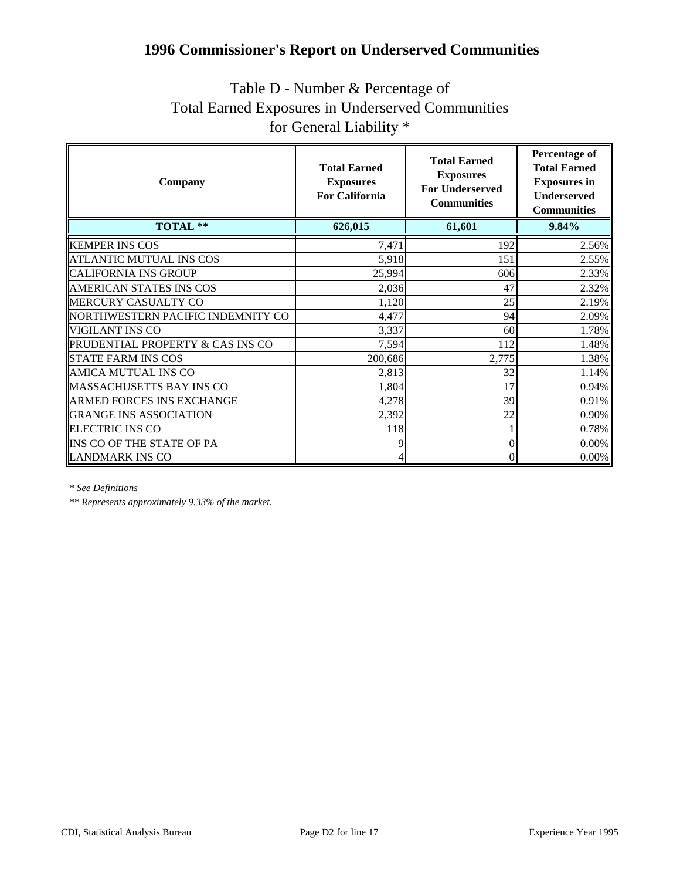# 1996 Commissioner's Report on Underserved Communities

## Table D - Number & Percentage of Total Earned Exposures in Underserved Communities for General Liability *

| Company | Total Earned Exposures For California | Total Earned Exposures For Underserved Communities | Percentage of Total Earned Exposures in Underserved Communities |
|---|---|---|---|
| **TOTAL \*\*** | **626,015** | **61,601** | **9.84%** |
| KEMPER INS COS | 7,471 | 192 | 2.56% |
| ATLANTIC MUTUAL INS COS | 5,918 | 151 | 2.55% |
| CALIFORNIA INS GROUP | 25,994 | 606 | 2.33% |
| AMERICAN STATES INS COS | 2,036 | 47 | 2.32% |
| MERCURY CASUALTY CO | 1,120 | 25 | 2.19% |
| NORTHWESTERN PACIFIC INDEMNITY CO | 4,477 | 94 | 2.09% |
| VIGILANT INS CO | 3,337 | 60 | 1.78% |
| PRUDENTIAL PROPERTY & CAS INS CO | 7,594 | 112 | 1.48% |
| STATE FARM INS COS | 200,686 | 2,775 | 1.38% |
| AMICA MUTUAL INS CO | 2,813 | 32 | 1.14% |
| MASSACHUSETTS BAY INS CO | 1,804 | 17 | 0.94% |
| ARMED FORCES INS EXCHANGE | 4,278 | 39 | 0.91% |
| GRANGE INS ASSOCIATION | 2,392 | 22 | 0.90% |
| ELECTRIC INS CO | 118 | 1 | 0.78% |
| INS CO OF THE STATE OF PA | 9 | 0 | 0.00% |
| LANDMARK INS CO | 4 | 0 | 0.00% |

*\* See Definitions*

*\*\* Represents approximately 9.33% of the market.*

CDI, Statistical Analysis Bureau Page D2 for line 17 Experience Year 1995